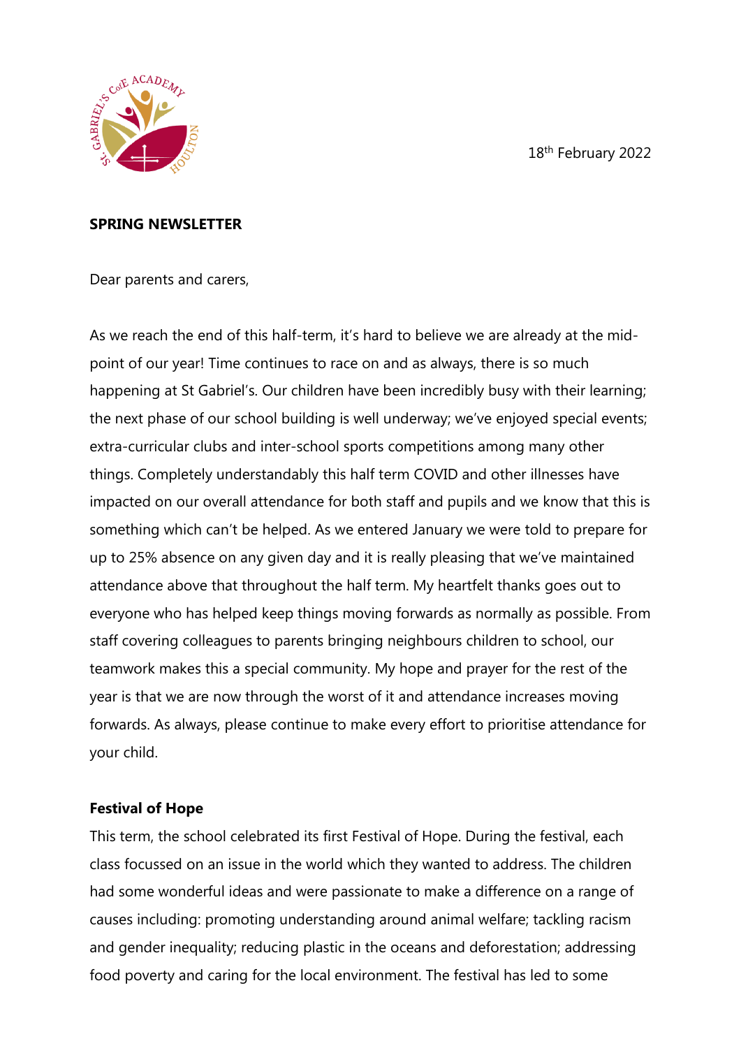18th February 2022

**SPRING NEWSLETTER**

Dear parents and carers,

As we reach the end of this half-term, it's hard to believe we are already at the mid-point of our year! Time continues to race on and as always, there is so much happening at St Gabriel's. Our children have been incredibly busy with their learning; the next phase of our school building is well underway; we've enjoyed special events; extra-curricular clubs and inter-school sports competitions among many other things. Completely understandably this half term COVID and other illnesses have impacted on our overall attendance for both staff and pupils and we know that this is something which can't be helped. As we entered January we were told to prepare for up to 25% absence on any given day and it is really pleasing that we've maintained attendance above that throughout the half term. My heartfelt thanks goes out to everyone who has helped keep things moving forwards as normally as possible. From staff covering colleagues to parents bringing neighbours children to school, our teamwork makes this a special community. My hope and prayer for the rest of the year is that we are now through the worst of it and attendance increases moving forwards. As always, please continue to make every effort to prioritise attendance for your child.

**Festival of Hope**

This term, the school celebrated its first Festival of Hope. During the festival, each class focussed on an issue in the world which they wanted to address. The children had some wonderful ideas and were passionate to make a difference on a range of causes including: promoting understanding around animal welfare; tackling racism and gender inequality; reducing plastic in the oceans and deforestation; addressing food poverty and caring for the local environment. The festival has led to some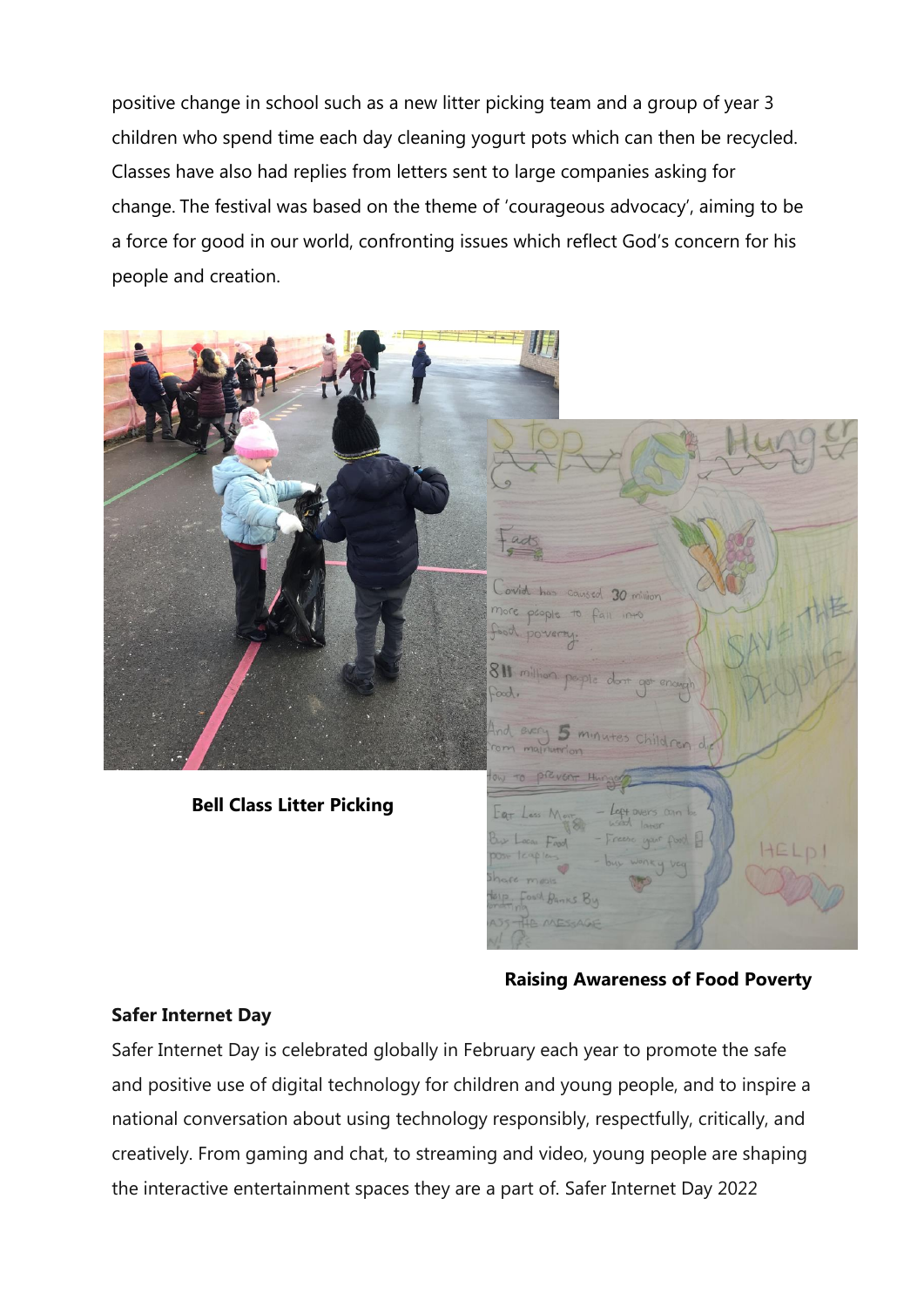positive change in school such as a new litter picking team and a group of year 3 children who spend time each day cleaning yogurt pots which can then be recycled. Classes have also had replies from letters sent to large companies asking for change. The festival was based on the theme of 'courageous advocacy', aiming to be a force for good in our world, confronting issues which reflect God's concern for his people and creation.

**Bell Class Litter Picking**

**Raising Awareness of Food Poverty**

**Safer Internet Day**

Safer Internet Day is celebrated globally in February each year to promote the safe and positive use of digital technology for children and young people, and to inspire a national conversation about using technology responsibly, respectfully, critically, and creatively. From gaming and chat, to streaming and video, young people are shaping the interactive entertainment spaces they are a part of. Safer Internet Day 2022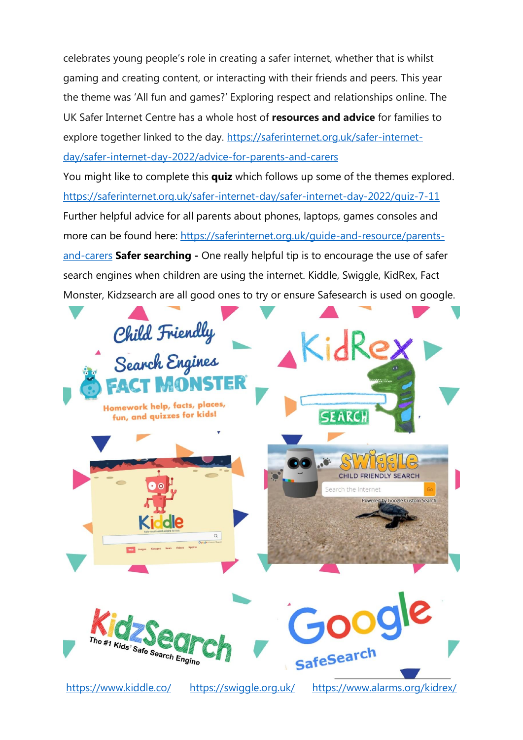celebrates young people's role in creating a safer internet, whether that is whilst gaming and creating content, or interacting with their friends and peers. This year the theme was 'All fun and games?' Exploring respect and relationships online. The UK Safer Internet Centre has a whole host of **resources and advice** for families to explore together linked to the day. https://saferinternet.org.uk/safer-internet-day/safer-internet-day-2022/advice-for-parents-and-carers

You might like to complete this **quiz** which follows up some of the themes explored. https://saferinternet.org.uk/safer-internet-day/safer-internet-day-2022/quiz-7-11

Further helpful advice for all parents about phones, laptops, games consoles and more can be found here: https://saferinternet.org.uk/guide-and-resource/parents-and-carers **Safer searching -** One really helpful tip is to encourage the use of safer search engines when children are using the internet. Kiddle, Swiggle, KidRex, Fact Monster, Kidzsearch are all good ones to try or ensure Safesearch is used on google.

https://www.kiddle.co/ https://swiggle.org.uk/ https://www.alarms.org/kidrex/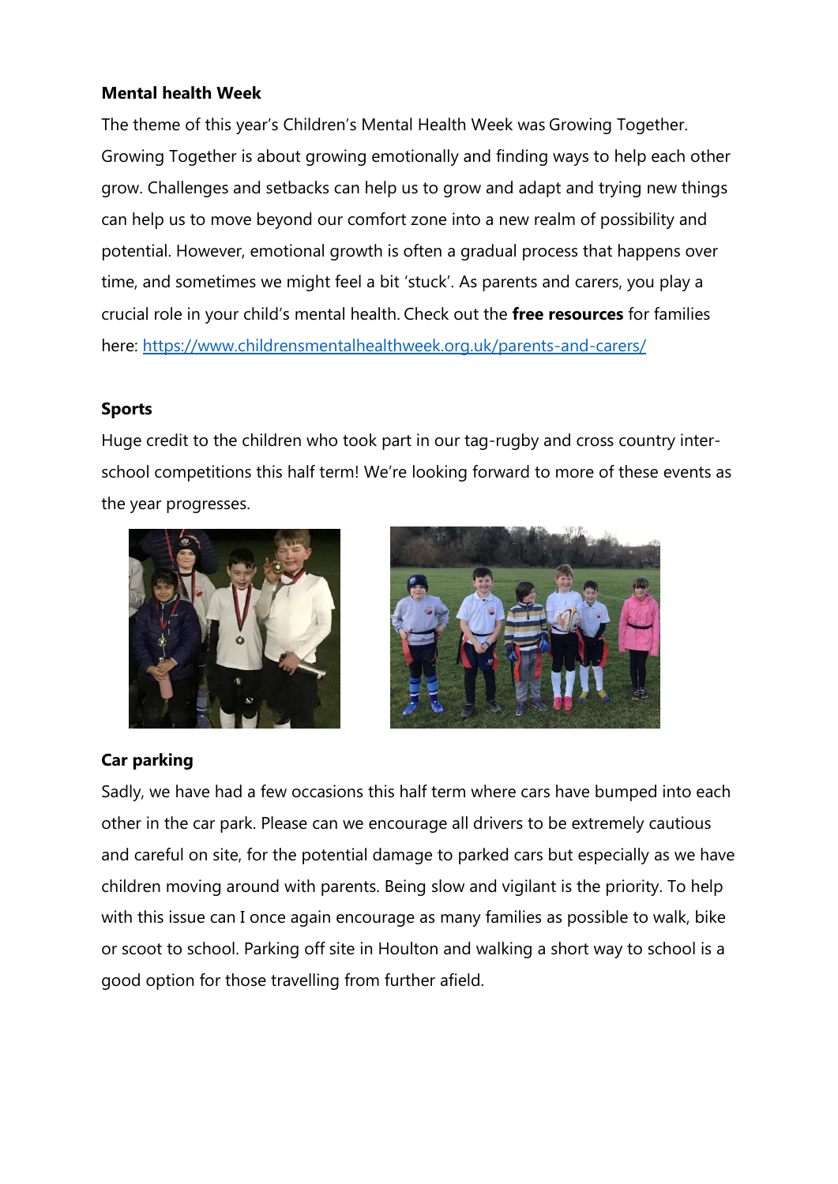**Mental health Week**

The theme of this year's Children's Mental Health Week was Growing Together. Growing Together is about growing emotionally and finding ways to help each other grow. Challenges and setbacks can help us to grow and adapt and trying new things can help us to move beyond our comfort zone into a new realm of possibility and potential. However, emotional growth is often a gradual process that happens over time, and sometimes we might feel a bit 'stuck'. As parents and carers, you play a crucial role in your child's mental health. Check out the **free resources** for families here: https://www.childrensmentalhealthweek.org.uk/parents-and-carers/

**Sports**

Huge credit to the children who took part in our tag-rugby and cross country inter-school competitions this half term! We're looking forward to more of these events as the year progresses.

**Car parking**

Sadly, we have had a few occasions this half term where cars have bumped into each other in the car park. Please can we encourage all drivers to be extremely cautious and careful on site, for the potential damage to parked cars but especially as we have children moving around with parents. Being slow and vigilant is the priority. To help with this issue can I once again encourage as many families as possible to walk, bike or scoot to school. Parking off site in Houlton and walking a short way to school is a good option for those travelling from further afield.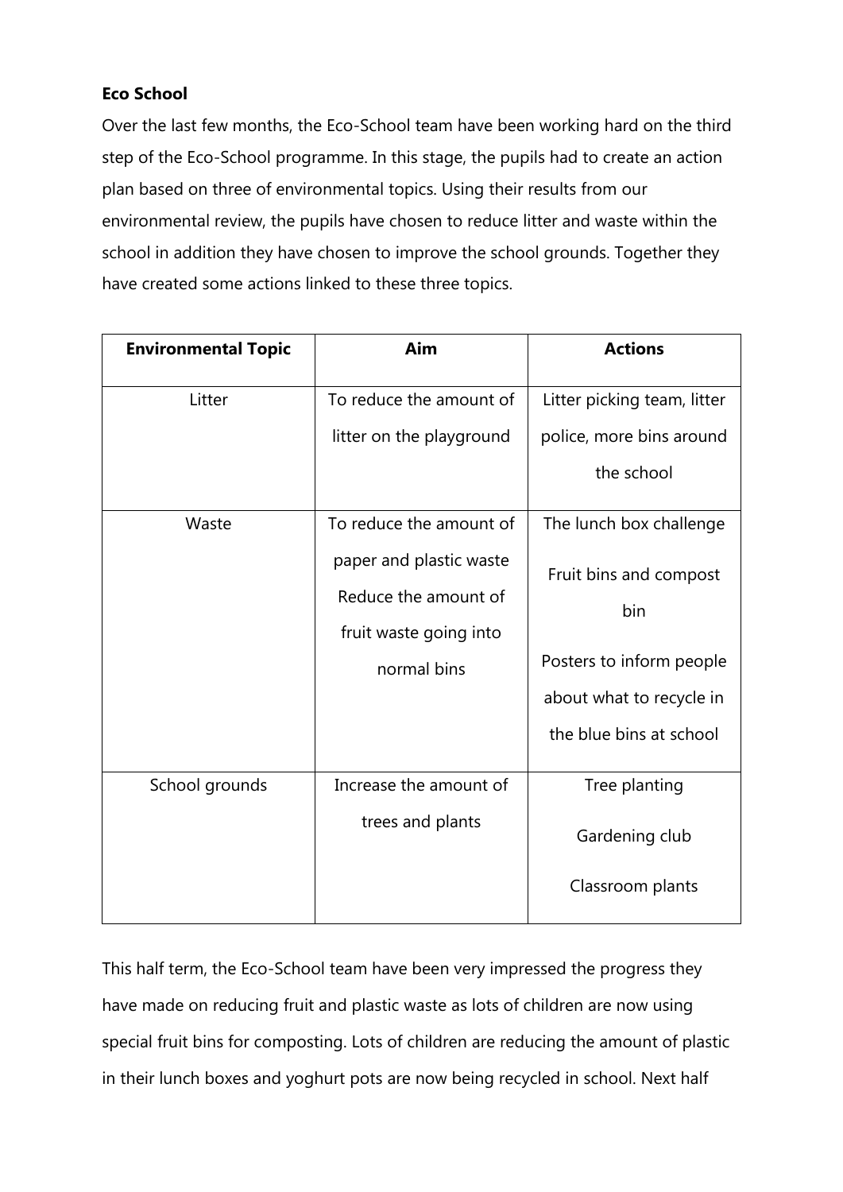**Eco School**

Over the last few months, the Eco-School team have been working hard on the third step of the Eco-School programme. In this stage, the pupils had to create an action plan based on three of environmental topics. Using their results from our environmental review, the pupils have chosen to reduce litter and waste within the school in addition they have chosen to improve the school grounds. Together they have created some actions linked to these three topics.

| Environmental Topic | Aim | Actions |
|---|---|---|
| Litter | To reduce the amount of litter on the playground | Litter picking team, litter police, more bins around the school |
| Waste | To reduce the amount of paper and plastic waste<br>Reduce the amount of fruit waste going into normal bins | The lunch box challenge<br>Fruit bins and compost bin<br>Posters to inform people about what to recycle in the blue bins at school |
| School grounds | Increase the amount of trees and plants | Tree planting<br>Gardening club<br>Classroom plants |

This half term, the Eco-School team have been very impressed the progress they have made on reducing fruit and plastic waste as lots of children are now using special fruit bins for composting. Lots of children are reducing the amount of plastic in their lunch boxes and yoghurt pots are now being recycled in school. Next half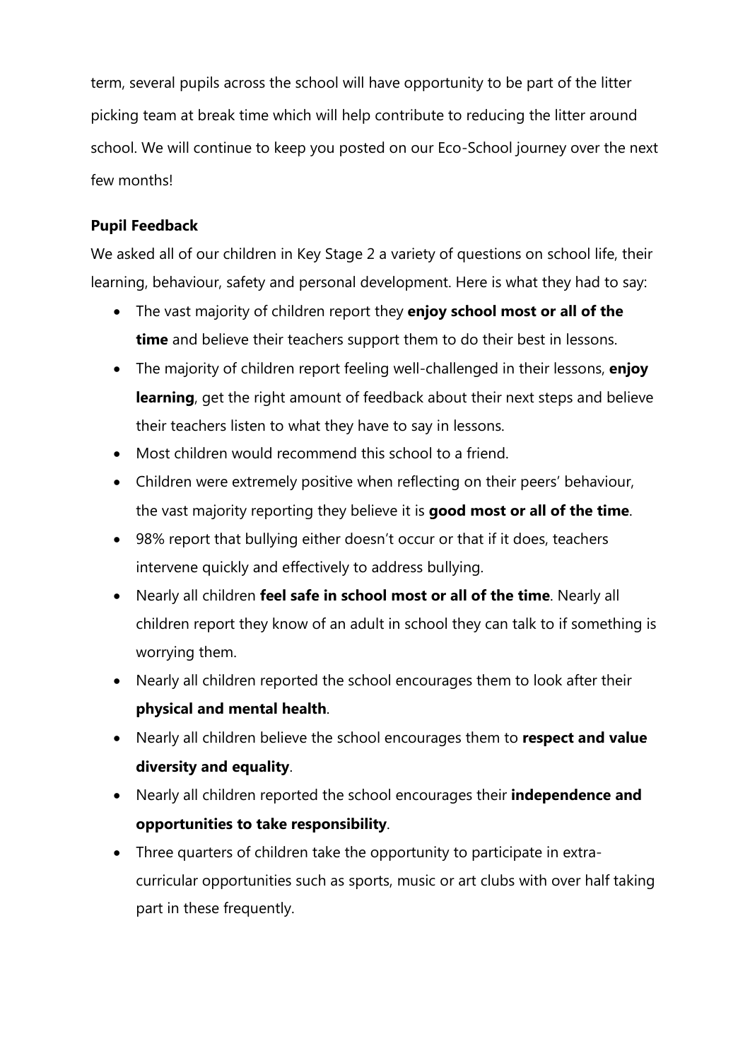term, several pupils across the school will have opportunity to be part of the litter picking team at break time which will help contribute to reducing the litter around school. We will continue to keep you posted on our Eco-School journey over the next few months!

**Pupil Feedback**

We asked all of our children in Key Stage 2 a variety of questions on school life, their learning, behaviour, safety and personal development. Here is what they had to say:

- The vast majority of children report they **enjoy school most or all of the time** and believe their teachers support them to do their best in lessons.
- The majority of children report feeling well-challenged in their lessons, **enjoy learning**, get the right amount of feedback about their next steps and believe their teachers listen to what they have to say in lessons.
- Most children would recommend this school to a friend.
- Children were extremely positive when reflecting on their peers' behaviour, the vast majority reporting they believe it is **good most or all of the time**.
- 98% report that bullying either doesn't occur or that if it does, teachers intervene quickly and effectively to address bullying.
- Nearly all children **feel safe in school most or all of the time**. Nearly all children report they know of an adult in school they can talk to if something is worrying them.
- Nearly all children reported the school encourages them to look after their **physical and mental health**.
- Nearly all children believe the school encourages them to **respect and value diversity and equality**.
- Nearly all children reported the school encourages their **independence and opportunities to take responsibility**.
- Three quarters of children take the opportunity to participate in extra-curricular opportunities such as sports, music or art clubs with over half taking part in these frequently.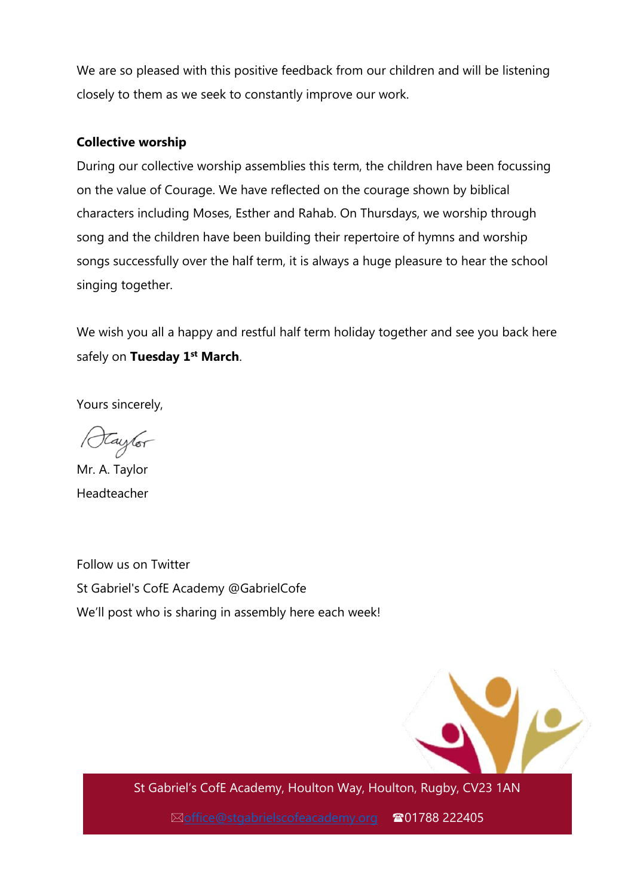We are so pleased with this positive feedback from our children and will be listening closely to them as we seek to constantly improve our work.

**Collective worship**

During our collective worship assemblies this term, the children have been focussing on the value of Courage. We have reflected on the courage shown by biblical characters including Moses, Esther and Rahab. On Thursdays, we worship through song and the children have been building their repertoire of hymns and worship songs successfully over the half term, it is always a huge pleasure to hear the school singing together.

We wish you all a happy and restful half term holiday together and see you back here safely on **Tuesday 1st March**.

Yours sincerely,

Mr. A. Taylor

Headteacher

Follow us on Twitter

St Gabriel's CofE Academy @GabrielCofe

We'll post who is sharing in assembly here each week!

St Gabriel's CofE Academy, Houlton Way, Houlton, Rugby, CV23 1AN

✉office@stgabrielscofeacademy.org ☎01788 222405